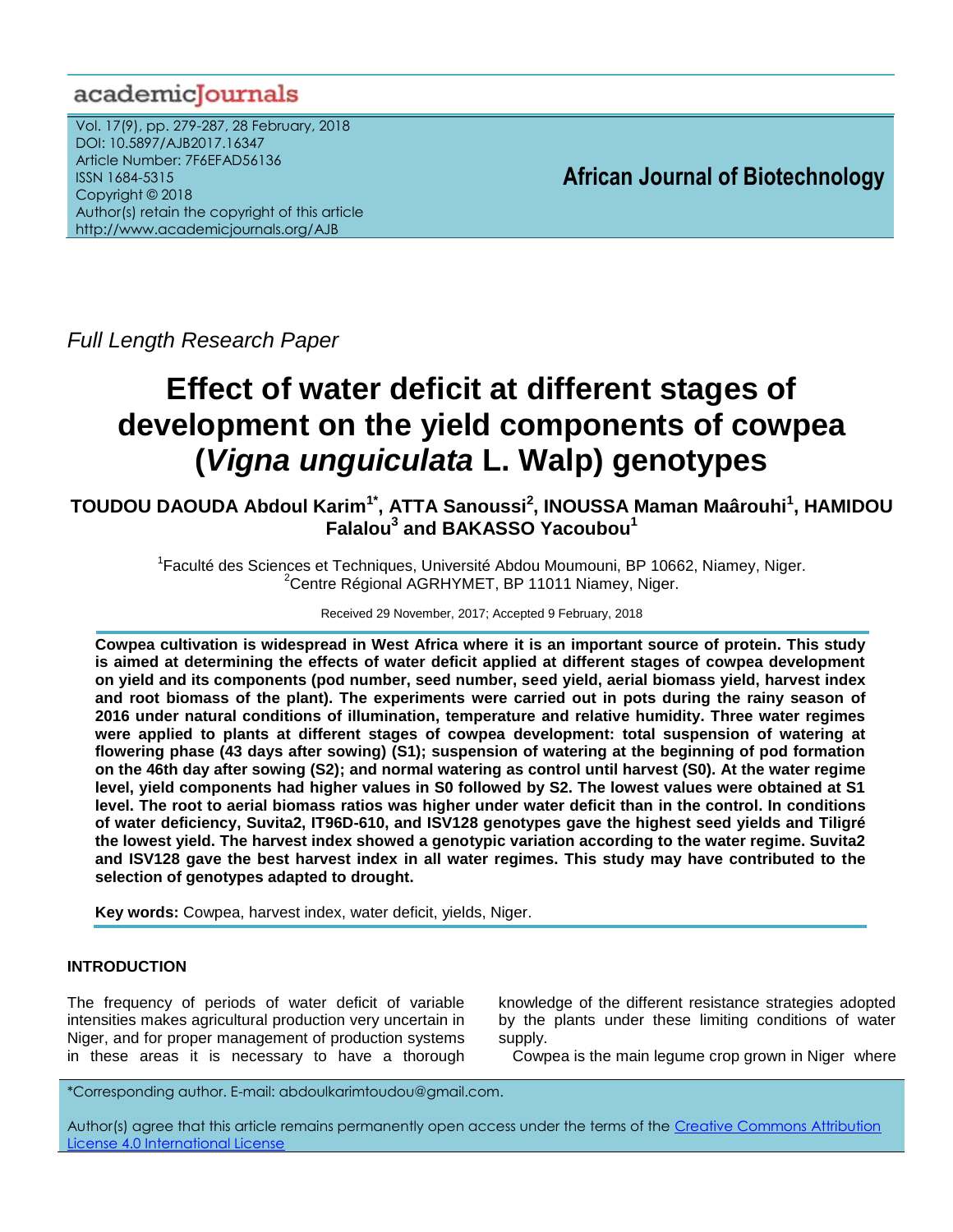academicJournals

Vol. 17(9), pp. 279-287, 28 February, 2018
DOI: 10.5897/AJB2017.16347
Article Number: 7F6EFAD56136
ISSN 1684-5315
Copyright © 2018
Author(s) retain the copyright of this article
http://www.academicjournals.org/AJB

**African Journal of Biotechnology**

*Full Length Research Paper*

# Effect of water deficit at different stages of development on the yield components of cowpea (*Vigna unguiculata* L. Walp) genotypes

**TOUDOU DAOUDA Abdoul Karim[1*], ATTA Sanoussi[2], INOUSSA Maman Maârouhi[1], HAMIDOU Falalou[3] and BAKASSO Yacoubou[1]**

[1]Faculté des Sciences et Techniques, Université Abdou Moumouni, BP 10662, Niamey, Niger.
[2]Centre Régional AGRHYMET, BP 11011 Niamey, Niger.

Received 29 November, 2017; Accepted 9 February, 2018

**Cowpea cultivation is widespread in West Africa where it is an important source of protein. This study is aimed at determining the effects of water deficit applied at different stages of cowpea development on yield and its components (pod number, seed number, seed yield, aerial biomass yield, harvest index and root biomass of the plant). The experiments were carried out in pots during the rainy season of 2016 under natural conditions of illumination, temperature and relative humidity. Three water regimes were applied to plants at different stages of cowpea development: total suspension of watering at flowering phase (43 days after sowing) (S1); suspension of watering at the beginning of pod formation on the 46th day after sowing (S2); and normal watering as control until harvest (S0). At the water regime level, yield components had higher values in S0 followed by S2. The lowest values were obtained at S1 level. The root to aerial biomass ratios was higher under water deficit than in the control. In conditions of water deficiency, Suvita2, IT96D-610, and ISV128 genotypes gave the highest seed yields and Tiligré the lowest yield. The harvest index showed a genotypic variation according to the water regime. Suvita2 and ISV128 gave the best harvest index in all water regimes. This study may have contributed to the selection of genotypes adapted to drought.**

**Key words:** Cowpea, harvest index, water deficit, yields, Niger.

## INTRODUCTION

The frequency of periods of water deficit of variable intensities makes agricultural production very uncertain in Niger, and for proper management of production systems in these areas it is necessary to have a thorough knowledge of the different resistance strategies adopted by the plants under these limiting conditions of water supply.

Cowpea is the main legume crop grown in Niger where

*Corresponding author. E-mail: abdoulkarimtoudou@gmail.com.

Author(s) agree that this article remains permanently open access under the terms of the Creative Commons Attribution License 4.0 International License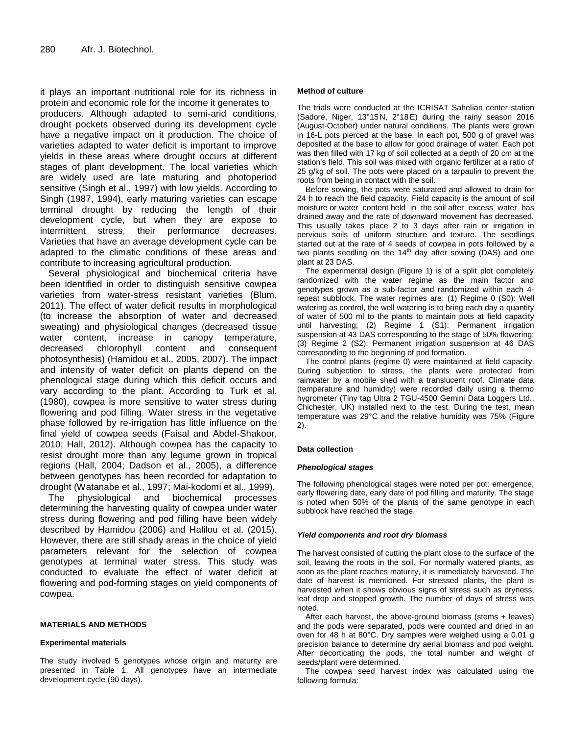it plays an important nutritional role for its richness in protein and economic role for the income it generates to producers. Although adapted to semi-arid conditions, drought pockets observed during its development cycle have a negative impact on it production. The choice of varieties adapted to water deficit is important to improve yields in these areas where drought occurs at different stages of plant development. The local varieties which are widely used are late maturing and photoperiod sensitive (Singh et al., 1997) with low yields. According to Singh (1987, 1994), early maturing varieties can escape terminal drought by reducing the length of their development cycle, but when they are expose to intermittent stress, their performance decreases. Varieties that have an average development cycle can be adapted to the climatic conditions of these areas and contribute to increasing agricultural production.

Several physiological and biochemical criteria have been identified in order to distinguish sensitive cowpea varieties from water-stress resistant varieties (Blum, 2011). The effect of water deficit results in morphological (to increase the absorption of water and decreased sweating) and physiological changes (decreased tissue water content, increase in canopy temperature, decreased chlorophyll content and consequent photosynthesis) (Hamidou et al., 2005, 2007). The impact and intensity of water deficit on plants depend on the phenological stage during which this deficit occurs and vary according to the plant. According to Turk et al. (1980), cowpea is more sensitive to water stress during flowering and pod filling. Water stress in the vegetative phase followed by re-irrigation has little influence on the final yield of cowpea seeds (Faisal and Abdel-Shakoor, 2010; Hall, 2012). Although cowpea has the capacity to resist drought more than any legume grown in tropical regions (Hall, 2004; Dadson et al., 2005), a difference between genotypes has been recorded for adaptation to drought (Watanabe et al., 1997; Mai-kodomi et al., 1999).

The physiological and biochemical processes determining the harvesting quality of cowpea under water stress during flowering and pod filling have been widely described by Hamidou (2006) and Halilou et al. (2015). However, there are still shady areas in the choice of yield parameters relevant for the selection of cowpea genotypes at terminal water stress. This study was conducted to evaluate the effect of water deficit at flowering and pod-forming stages on yield components of cowpea.

## MATERIALS AND METHODS

### Experimental materials

The study involved 5 genotypes whose origin and maturity are presented in Table 1. All genotypes have an intermediate development cycle (90 days).

### Method of culture

The trials were conducted at the ICRISAT Sahelian center station (Sadoré, Niger, 13°15'N, 2°18'E) during the rainy season 2016 (August-October) under natural conditions. The plants were grown in 16-L pots pierced at the base. In each pot, 500 g of gravel was deposited at the base to allow for good drainage of water. Each pot was then filled with 17 kg of soil collected at a depth of 20 cm at the station's field. This soil was mixed with organic fertilizer at a ratio of 25 g/kg of soil. The pots were placed on a tarpaulin to prevent the roots from being in contact with the soil.

Before sowing, the pots were saturated and allowed to drain for 24 h to reach the field capacity. Field capacity is the amount of soil moisture or water content held in the soil after excess water has drained away and the rate of downward movement has decreased. This usually takes place 2 to 3 days after rain or irrigation in pervious soils of uniform structure and texture. The seedlings started out at the rate of 4 seeds of cowpea in pots followed by a two plants seedling on the 14th day after sowing (DAS) and one plant at 23 DAS.

The experimental design (Figure 1) is of a split plot completely randomized with the water regime as the main factor and genotypes grown as a sub-factor and randomized within each 4-repeat subblock. The water regimes are: (1) Regime 0 (S0): Well watering as control, the well watering is to bring each day a quantity of water of 500 ml to the plants to maintain pots at field capacity until harvesting; (2) Regime 1 (S1): Permanent irrigation suspension at 43 DAS corresponding to the stage of 50% flowering; (3) Regime 2 (S2): Permanent irrigation suspension at 46 DAS corresponding to the beginning of pod formation.

The control plants (regime 0) were maintained at field capacity. During subjection to stress, the plants were protected from rainwater by a mobile shed with a translucent roof. Climate data (temperature and humidity) were recorded daily using a thermo hygrometer (Tiny tag Ultra 2 TGU-4500 Gemini Data Loggers Ltd., Chichester, UK) installed next to the test. During the test, mean temperature was 29°C and the relative humidity was 75% (Figure 2).

### Data collection

#### *Phenological stages*

The following phenological stages were noted per pot: emergence, early flowering date, early date of pod filling and maturity. The stage is noted when 50% of the plants of the same genotype in each subblock have reached the stage.

#### *Yield components and root dry biomass*

The harvest consisted of cutting the plant close to the surface of the soil, leaving the roots in the soil. For normally watered plants, as soon as the plant reaches maturity, it is immediately harvested. The date of harvest is mentioned. For stressed plants, the plant is harvested when it shows obvious signs of stress such as dryness, leaf drop and stopped growth. The number of days of stress was noted.

After each harvest, the above-ground biomass (stems + leaves) and the pods were separated, pods were counted and dried in an oven for 48 h at 80°C. Dry samples were weighed using a 0.01 g precision balance to determine dry aerial biomass and pod weight. After decorticating the pods, the total number and weight of seeds/plant were determined.

The cowpea seed harvest index was calculated using the following formula: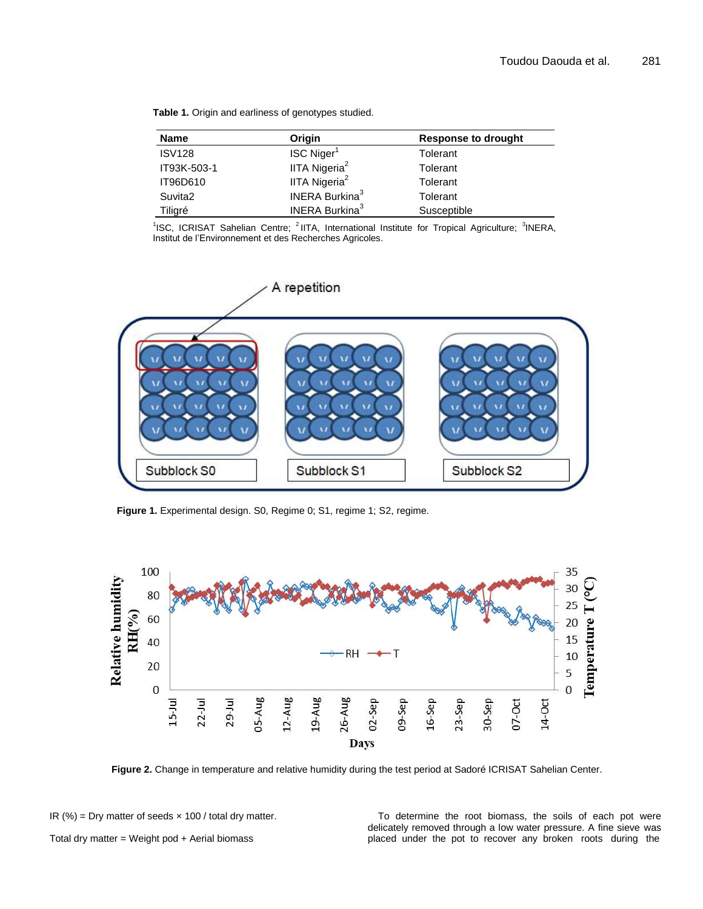**Table 1.** Origin and earliness of genotypes studied.

| Name | Origin | Response to drought |
|---|---|---|
| ISV128 | ISC Niger[1] | Tolerant |
| IT93K-503-1 | IITA Nigeria[2] | Tolerant |
| IT96D610 | IITA Nigeria[2] | Tolerant |
| Suvita2 | INERA Burkina[3] | Tolerant |
| Tiligré | INERA Burkina[3] | Susceptible |

[1]ISC, ICRISAT Sahelian Centre; [2]IITA, International Institute for Tropical Agriculture; [3]INERA, Institut de l'Environnement et des Recherches Agricoles.

**Figure 1.** Experimental design. S0, Regime 0; S1, regime 1; S2, regime.

**Figure 2.** Change in temperature and relative humidity during the test period at Sadoré ICRISAT Sahelian Center.

IR (%) = Dry matter of seeds × 100 / total dry matter.

Total dry matter = Weight pod + Aerial biomass

To determine the root biomass, the soils of each pot were delicately removed through a low water pressure. A fine sieve was placed under the pot to recover any broken roots during the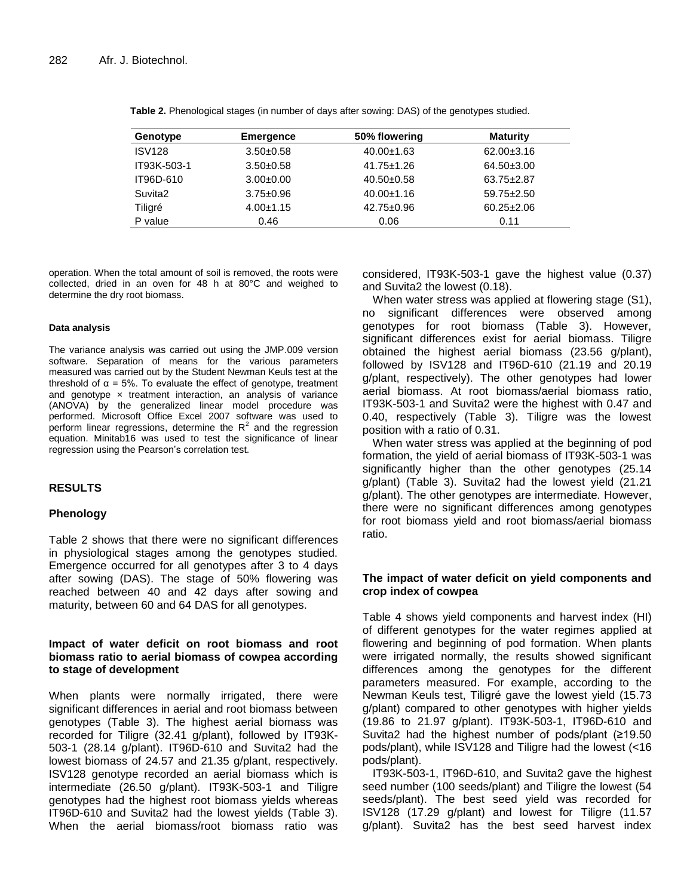**Table 2.** Phenological stages (in number of days after sowing: DAS) of the genotypes studied.

| Genotype | Emergence | 50% flowering | Maturity |
|---|---|---|---|
| ISV128 | 3.50±0.58 | 40.00±1.63 | 62.00±3.16 |
| IT93K-503-1 | 3.50±0.58 | 41.75±1.26 | 64.50±3.00 |
| IT96D-610 | 3.00±0.00 | 40.50±0.58 | 63.75±2.87 |
| Suvita2 | 3.75±0.96 | 40.00±1.16 | 59.75±2.50 |
| Tiligré | 4.00±1.15 | 42.75±0.96 | 60.25±2.06 |
| P value | 0.46 | 0.06 | 0.11 |

operation. When the total amount of soil is removed, the roots were collected, dried in an oven for 48 h at 80°C and weighed to determine the dry root biomass.

#### Data analysis

The variance analysis was carried out using the JMP.009 version software. Separation of means for the various parameters measured was carried out by the Student Newman Keuls test at the threshold of $\alpha$ = 5%. To evaluate the effect of genotype, treatment and genotype × treatment interaction, an analysis of variance (ANOVA) by the generalized linear model procedure was performed. Microsoft Office Excel 2007 software was used to perform linear regressions, determine the $R^2$ and the regression equation. Minitab16 was used to test the significance of linear regression using the Pearson's correlation test.

## RESULTS

### Phenology

Table 2 shows that there were no significant differences in physiological stages among the genotypes studied. Emergence occurred for all genotypes after 3 to 4 days after sowing (DAS). The stage of 50% flowering was reached between 40 and 42 days after sowing and maturity, between 60 and 64 DAS for all genotypes.

### Impact of water deficit on root biomass and root biomass ratio to aerial biomass of cowpea according to stage of development

When plants were normally irrigated, there were significant differences in aerial and root biomass between genotypes (Table 3). The highest aerial biomass was recorded for Tiligre (32.41 g/plant), followed by IT93K-503-1 (28.14 g/plant). IT96D-610 and Suvita2 had the lowest biomass of 24.57 and 21.35 g/plant, respectively. ISV128 genotype recorded an aerial biomass which is intermediate (26.50 g/plant). IT93K-503-1 and Tiligre genotypes had the highest root biomass yields whereas IT96D-610 and Suvita2 had the lowest yields (Table 3). When the aerial biomass/root biomass ratio was considered, IT93K-503-1 gave the highest value (0.37) and Suvita2 the lowest (0.18).

When water stress was applied at flowering stage (S1), no significant differences were observed among genotypes for root biomass (Table 3). However, significant differences exist for aerial biomass. Tiligre obtained the highest aerial biomass (23.56 g/plant), followed by ISV128 and IT96D-610 (21.19 and 20.19 g/plant, respectively). The other genotypes had lower aerial biomass. At root biomass/aerial biomass ratio, IT93K-503-1 and Suvita2 were the highest with 0.47 and 0.40, respectively (Table 3). Tiligre was the lowest position with a ratio of 0.31.

When water stress was applied at the beginning of pod formation, the yield of aerial biomass of IT93K-503-1 was significantly higher than the other genotypes (25.14 g/plant) (Table 3). Suvita2 had the lowest yield (21.21 g/plant). The other genotypes are intermediate. However, there were no significant differences among genotypes for root biomass yield and root biomass/aerial biomass ratio.

### The impact of water deficit on yield components and crop index of cowpea

Table 4 shows yield components and harvest index (HI) of different genotypes for the water regimes applied at flowering and beginning of pod formation. When plants were irrigated normally, the results showed significant differences among the genotypes for the different parameters measured. For example, according to the Newman Keuls test, Tiligré gave the lowest yield (15.73 g/plant) compared to other genotypes with higher yields (19.86 to 21.97 g/plant). IT93K-503-1, IT96D-610 and Suvita2 had the highest number of pods/plant (≥19.50 pods/plant), while ISV128 and Tiligre had the lowest (<16 pods/plant).

IT93K-503-1, IT96D-610, and Suvita2 gave the highest seed number (100 seeds/plant) and Tiligre the lowest (54 seeds/plant). The best seed yield was recorded for ISV128 (17.29 g/plant) and lowest for Tiligre (11.57 g/plant). Suvita2 has the best seed harvest index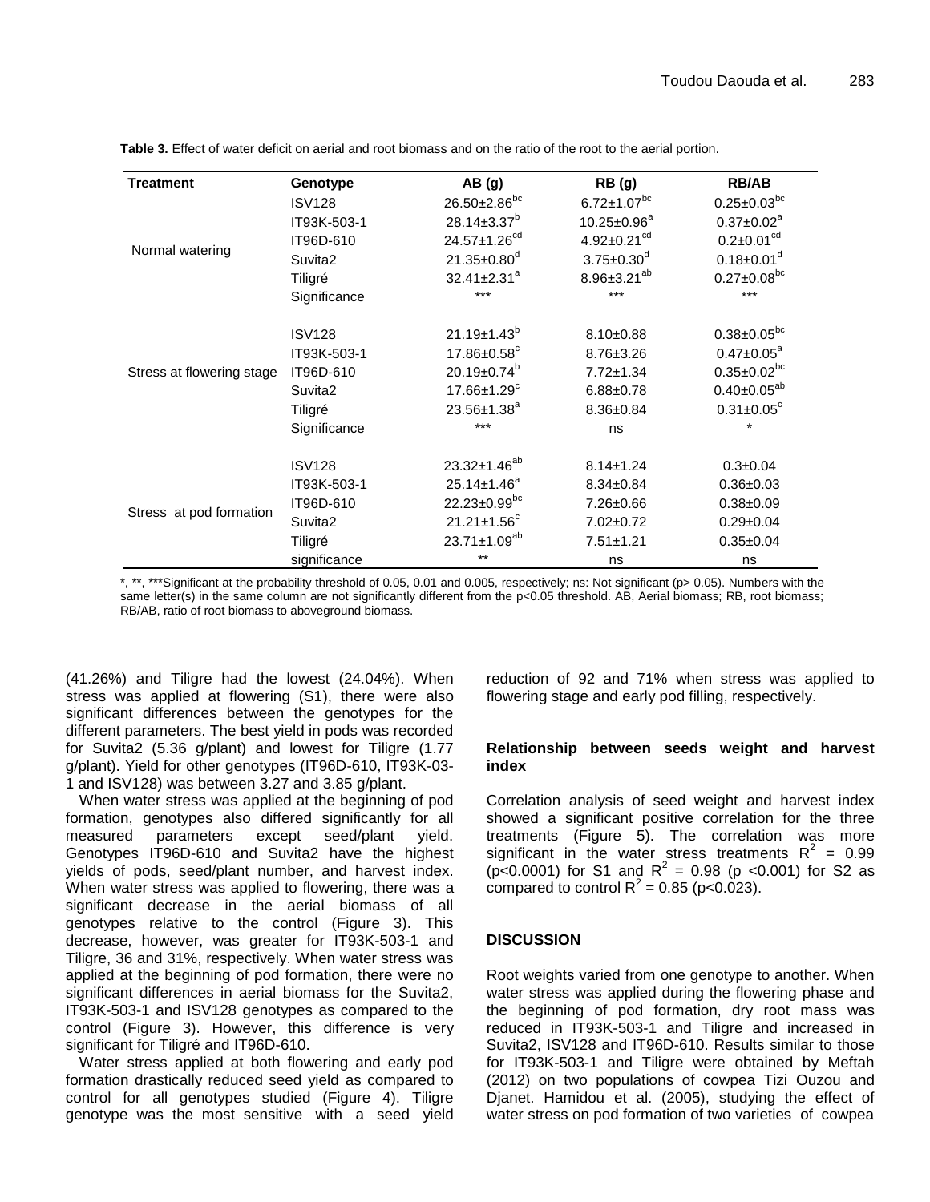**Table 3.** Effect of water deficit on aerial and root biomass and on the ratio of the root to the aerial portion.

| Treatment | Genotype | AB (g) | RB (g) | RB/AB |
|---|---|---|---|---|
| Normal watering | ISV128 | $26.50{\pm}2.86^{bc}$ | $6.72{\pm}1.07^{bc}$ | $0.25{\pm}0.03^{bc}$ |
| | IT93K-503-1 | $28.14{\pm}3.37^{b}$ | $10.25{\pm}0.96^{a}$ | $0.37{\pm}0.02^{a}$ |
| | IT96D-610 | $24.57{\pm}1.26^{cd}$ | $4.92{\pm}0.21^{cd}$ | $0.2{\pm}0.01^{cd}$ |
| | Suvita2 | $21.35{\pm}0.80^{d}$ | $3.75{\pm}0.30^{d}$ | $0.18{\pm}0.01^{d}$ |
| | Tiligré | $32.41{\pm}2.31^{a}$ | $8.96{\pm}3.21^{ab}$ | $0.27{\pm}0.08^{bc}$ |
| | Significance | *** | *** | *** |
| Stress at flowering stage | ISV128 | $21.19{\pm}1.43^{b}$ | 8.10±0.88 | $0.38{\pm}0.05^{bc}$ |
| | IT93K-503-1 | $17.86{\pm}0.58^{c}$ | 8.76±3.26 | $0.47{\pm}0.05^{a}$ |
| | IT96D-610 | $20.19{\pm}0.74^{b}$ | 7.72±1.34 | $0.35{\pm}0.02^{bc}$ |
| | Suvita2 | $17.66{\pm}1.29^{c}$ | 6.88±0.78 | $0.40{\pm}0.05^{ab}$ |
| | Tiligré | $23.56{\pm}1.38^{a}$ | 8.36±0.84 | $0.31{\pm}0.05^{c}$ |
| | Significance | *** | ns | * |
| Stress at pod formation | ISV128 | $23.32{\pm}1.46^{ab}$ | 8.14±1.24 | 0.3±0.04 |
| | IT93K-503-1 | $25.14{\pm}1.46^{a}$ | 8.34±0.84 | 0.36±0.03 |
| | IT96D-610 | $22.23{\pm}0.99^{bc}$ | 7.26±0.66 | 0.38±0.09 |
| | Suvita2 | $21.21{\pm}1.56^{c}$ | 7.02±0.72 | 0.29±0.04 |
| | Tiligré | $23.71{\pm}1.09^{ab}$ | 7.51±1.21 | 0.35±0.04 |
| | significance | ** | ns | ns |

*, **, ***Significant at the probability threshold of 0.05, 0.01 and 0.005, respectively; ns: Not significant (p> 0.05). Numbers with the same letter(s) in the same column are not significantly different from the p<0.05 threshold. AB, Aerial biomass; RB, root biomass; RB/AB, ratio of root biomass to aboveground biomass.

(41.26%) and Tiligre had the lowest (24.04%). When stress was applied at flowering (S1), there were also significant differences between the genotypes for the different parameters. The best yield in pods was recorded for Suvita2 (5.36 g/plant) and lowest for Tiligre (1.77 g/plant). Yield for other genotypes (IT96D-610, IT93K-03-1 and ISV128) was between 3.27 and 3.85 g/plant.

When water stress was applied at the beginning of pod formation, genotypes also differed significantly for all measured parameters except seed/plant yield. Genotypes IT96D-610 and Suvita2 have the highest yields of pods, seed/plant number, and harvest index. When water stress was applied to flowering, there was a significant decrease in the aerial biomass of all genotypes relative to the control (Figure 3). This decrease, however, was greater for IT93K-503-1 and Tiligre, 36 and 31%, respectively. When water stress was applied at the beginning of pod formation, there were no significant differences in aerial biomass for the Suvita2, IT93K-503-1 and ISV128 genotypes as compared to the control (Figure 3). However, this difference is very significant for Tiligré and IT96D-610.

Water stress applied at both flowering and early pod formation drastically reduced seed yield as compared to control for all genotypes studied (Figure 4). Tiligre genotype was the most sensitive with a seed yield reduction of 92 and 71% when stress was applied to flowering stage and early pod filling, respectively.

### Relationship between seeds weight and harvest index

Correlation analysis of seed weight and harvest index showed a significant positive correlation for the three treatments (Figure 5). The correlation was more significant in the water stress treatments $R^2$ = 0.99 ($p<0.0001$) for S1 and $R^2$ = 0.98 ($p<0.001$) for S2 as compared to control $R^2$ = 0.85 ($p<0.023$).

## DISCUSSION

Root weights varied from one genotype to another. When water stress was applied during the flowering phase and the beginning of pod formation, dry root mass was reduced in IT93K-503-1 and Tiligre and increased in Suvita2, ISV128 and IT96D-610. Results similar to those for IT93K-503-1 and Tiligre were obtained by Meftah (2012) on two populations of cowpea Tizi Ouzou and Djanet. Hamidou et al. (2005), studying the effect of water stress on pod formation of two varieties of cowpea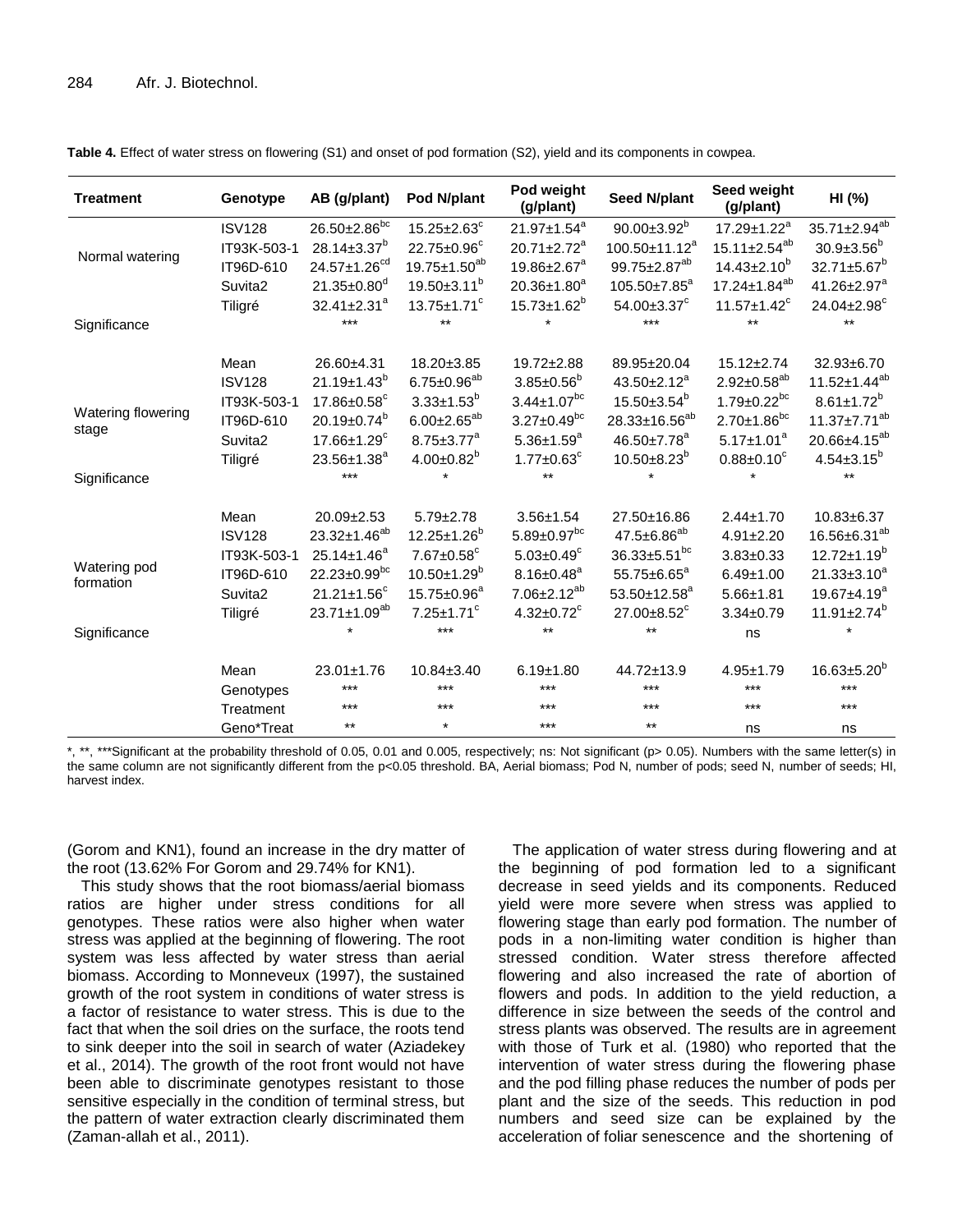**Table 4.** Effect of water stress on flowering (S1) and onset of pod formation (S2), yield and its components in cowpea.

| Treatment | Genotype | AB (g/plant) | Pod N/plant | Pod weight (g/plant) | Seed N/plant | Seed weight (g/plant) | HI (%) |
|---|---|---|---|---|---|---|---|
| Normal watering | ISV128 | 26.50±2.86[bc] | 15.25±2.63[c] | 21.97±1.54[a] | 90.00±3.92[b] | 17.29±1.22[a] | 35.71±2.94[ab] |
| | IT93K-503-1 | 28.14±3.37[b] | 22.75±0.96[c] | 20.71±2.72[a] | 100.50±11.12[a] | 15.11±2.54[ab] | 30.9±3.56[b] |
| | IT96D-610 | 24.57±1.26[cd] | 19.75±1.50[ab] | 19.86±2.67[a] | 99.75±2.87[ab] | 14.43±2.10[b] | 32.71±5.67[b] |
| | Suvita2 | 21.35±0.80[d] | 19.50±3.11[b] | 20.36±1.80[a] | 105.50±7.85[a] | 17.24±1.84[ab] | 41.26±2.97[a] |
| | Tiligré | 32.41±2.31[a] | 13.75±1.71[c] | 15.73±1.62[b] | 54.00±3.37[c] | 11.57±1.42[c] | 24.04±2.98[c] |
| Significance | | *** | ** | * | *** | ** | ** |
| | Mean | 26.60±4.31 | 18.20±3.85 | 19.72±2.88 | 89.95±20.04 | 15.12±2.74 | 32.93±6.70 |
| Watering flowering stage | ISV128 | 21.19±1.43[b] | 6.75±0.96[ab] | 3.85±0.56[b] | 43.50±2.12[a] | 2.92±0.58[ab] | 11.52±1.44[ab] |
| | IT93K-503-1 | 17.86±0.58[c] | 3.33±1.53[b] | 3.44±1.07[bc] | 15.50±3.54[b] | 1.79±0.22[bc] | 8.61±1.72[b] |
| | IT96D-610 | 20.19±0.74[b] | 6.00±2.65[ab] | 3.27±0.49[bc] | 28.33±16.56[ab] | 2.70±1.86[bc] | 11.37±7.71[ab] |
| | Suvita2 | 17.66±1.29[c] | 8.75±3.77[a] | 5.36±1.59[a] | 46.50±7.78[a] | 5.17±1.01[a] | 20.66±4.15[ab] |
| | Tiligré | 23.56±1.38[a] | 4.00±0.82[b] | 1.77±0.63[c] | 10.50±8.23[b] | 0.88±0.10[c] | 4.54±3.15[b] |
| Significance | | *** | * | ** | * | * | ** |
| | Mean | 20.09±2.53 | 5.79±2.78 | 3.56±1.54 | 27.50±16.86 | 2.44±1.70 | 10.83±6.37 |
| Watering pod formation | ISV128 | 23.32±1.46[ab] | 12.25±1.26[b] | 5.89±0.97[bc] | 47.5±6.86[ab] | 4.91±2.20 | 16.56±6.31[ab] |
| | IT93K-503-1 | 25.14±1.46[a] | 7.67±0.58[c] | 5.03±0.49[c] | 36.33±5.51[bc] | 3.83±0.33 | 12.72±1.19[b] |
| | IT96D-610 | 22.23±0.99[bc] | 10.50±1.29[b] | 8.16±0.48[a] | 55.75±6.65[a] | 6.49±1.00 | 21.33±3.10[a] |
| | Suvita2 | 21.21±1.56[c] | 15.75±0.96[a] | 7.06±2.12[ab] | 53.50±12.58[a] | 5.66±1.81 | 19.67±4.19[a] |
| | Tiligré | 23.71±1.09[ab] | 7.25±1.71[c] | 4.32±0.72[c] | 27.00±8.52[c] | 3.34±0.79 | 11.91±2.74[b] |
| Significance | | * | *** | ** | ** | ns | * |
| | Mean | 23.01±1.76 | 10.84±3.40 | 6.19±1.80 | 44.72±13.9 | 4.95±1.79 | 16.63±5.20[b] |
| | Genotypes | *** | *** | *** | *** | *** | *** |
| | Treatment | *** | *** | *** | *** | *** | *** |
| | Geno*Treat | ** | * | *** | ** | ns | ns |

*, **, ***Significant at the probability threshold of 0.05, 0.01 and 0.005, respectively; ns: Not significant (p> 0.05). Numbers with the same letter(s) in the same column are not significantly different from the p<0.05 threshold. BA, Aerial biomass; Pod N, number of pods; seed N, number of seeds; HI, harvest index.

(Gorom and KN1), found an increase in the dry matter of the root (13.62% For Gorom and 29.74% for KN1).

This study shows that the root biomass/aerial biomass ratios are higher under stress conditions for all genotypes. These ratios were also higher when water stress was applied at the beginning of flowering. The root system was less affected by water stress than aerial biomass. According to Monneveux (1997), the sustained growth of the root system in conditions of water stress is a factor of resistance to water stress. This is due to the fact that when the soil dries on the surface, the roots tend to sink deeper into the soil in search of water (Aziadekey et al., 2014). The growth of the root front would not have been able to discriminate genotypes resistant to those sensitive especially in the condition of terminal stress, but the pattern of water extraction clearly discriminated them (Zaman-allah et al., 2011).

The application of water stress during flowering and at the beginning of pod formation led to a significant decrease in seed yields and its components. Reduced yield were more severe when stress was applied to flowering stage than early pod formation. The number of pods in a non-limiting water condition is higher than stressed condition. Water stress therefore affected flowering and also increased the rate of abortion of flowers and pods. In addition to the yield reduction, a difference in size between the seeds of the control and stress plants was observed. The results are in agreement with those of Turk et al. (1980) who reported that the intervention of water stress during the flowering phase and the pod filling phase reduces the number of pods per plant and the size of the seeds. This reduction in pod numbers and seed size can be explained by the acceleration of foliar senescence and the shortening of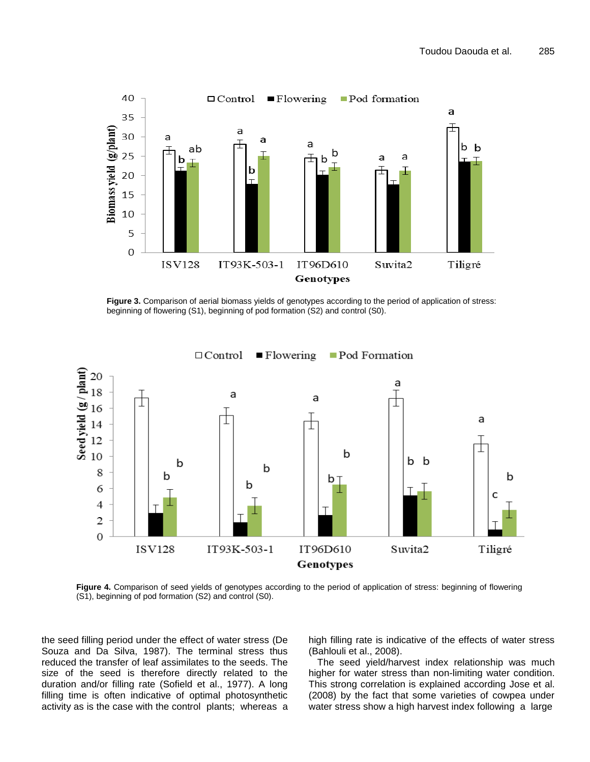**Figure 3.** Comparison of aerial biomass yields of genotypes according to the period of application of stress: beginning of flowering (S1), beginning of pod formation (S2) and control (S0).

**Figure 4.** Comparison of seed yields of genotypes according to the period of application of stress: beginning of flowering (S1), beginning of pod formation (S2) and control (S0).

the seed filling period under the effect of water stress (De Souza and Da Silva, 1987). The terminal stress thus reduced the transfer of leaf assimilates to the seeds. The size of the seed is therefore directly related to the duration and/or filling rate (Sofield et al., 1977). A long filling time is often indicative of optimal photosynthetic activity as is the case with the control plants; whereas a high filling rate is indicative of the effects of water stress (Bahlouli et al., 2008).

The seed yield/harvest index relationship was much higher for water stress than non-limiting water condition. This strong correlation is explained according Jose et al. (2008) by the fact that some varieties of cowpea under water stress show a high harvest index following a large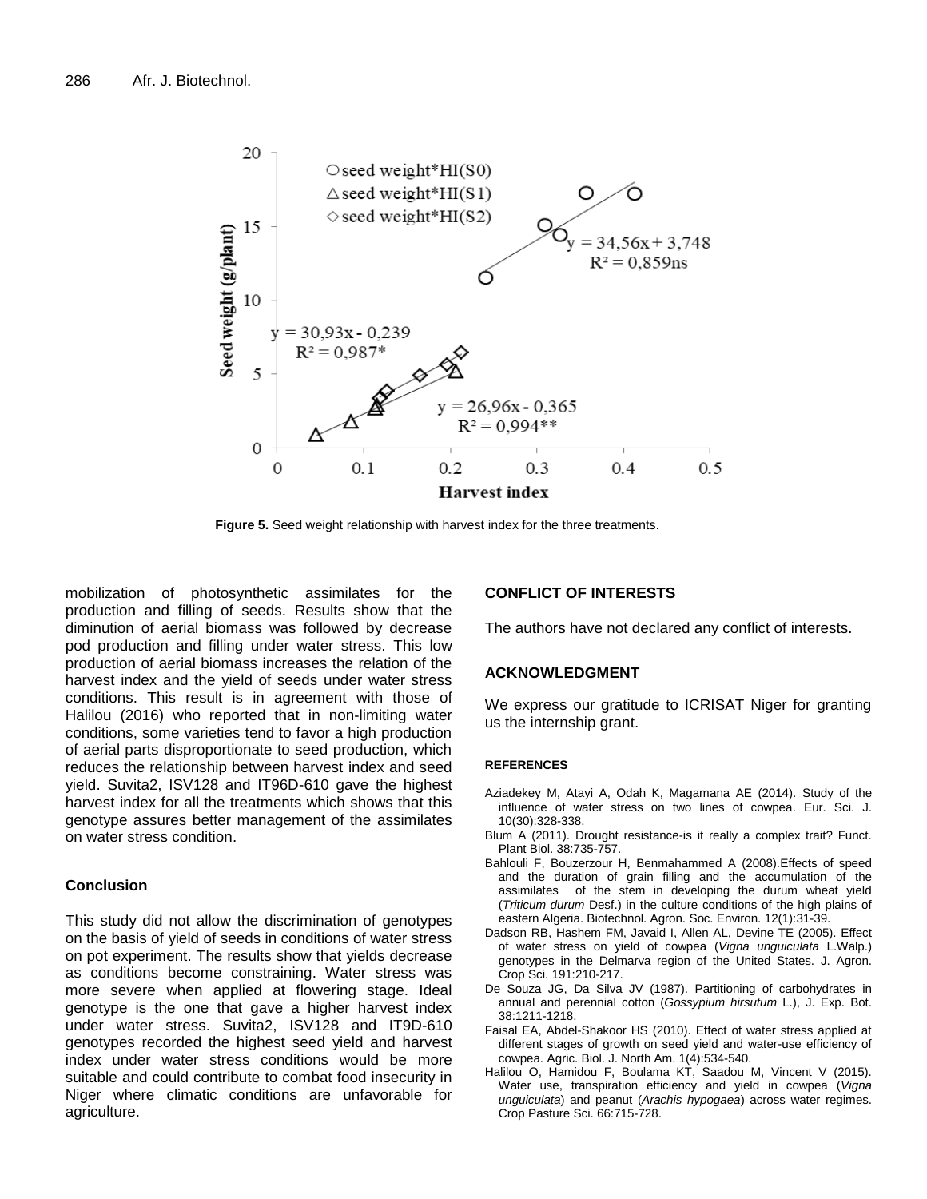Figure 5. Seed weight relationship with harvest index for the three treatments.

mobilization of photosynthetic assimilates for the production and filling of seeds. Results show that the diminution of aerial biomass was followed by decrease pod production and filling under water stress. This low production of aerial biomass increases the relation of the harvest index and the yield of seeds under water stress conditions. This result is in agreement with those of Halilou (2016) who reported that in non-limiting water conditions, some varieties tend to favor a high production of aerial parts disproportionate to seed production, which reduces the relationship between harvest index and seed yield. Suvita2, ISV128 and IT96D-610 gave the highest harvest index for all the treatments which shows that this genotype assures better management of the assimilates on water stress condition.

## Conclusion

This study did not allow the discrimination of genotypes on the basis of yield of seeds in conditions of water stress on pot experiment. The results show that yields decrease as conditions become constraining. Water stress was more severe when applied at flowering stage. Ideal genotype is the one that gave a higher harvest index under water stress. Suvita2, ISV128 and IT9D-610 genotypes recorded the highest seed yield and harvest index under water stress conditions would be more suitable and could contribute to combat food insecurity in Niger where climatic conditions are unfavorable for agriculture.

## CONFLICT OF INTERESTS

The authors have not declared any conflict of interests.

## ACKNOWLEDGMENT

We express our gratitude to ICRISAT Niger for granting us the internship grant.

## REFERENCES

Aziadekey M, Atayi A, Odah K, Magamana AE (2014). Study of the influence of water stress on two lines of cowpea. Eur. Sci. J. 10(30):328-338.

Blum A (2011). Drought resistance-is it really a complex trait? Funct. Plant Biol. 38:735-757.

Bahlouli F, Bouzerzour H, Benmahammed A (2008).Effects of speed and the duration of grain filling and the accumulation of the assimilates of the stem in developing the durum wheat yield (*Triticum durum* Desf.) in the culture conditions of the high plains of eastern Algeria. Biotechnol. Agron. Soc. Environ. 12(1):31-39.

Dadson RB, Hashem FM, Javaid I, Allen AL, Devine TE (2005). Effect of water stress on yield of cowpea (*Vigna unguiculata* L.Walp.) genotypes in the Delmarva region of the United States. J. Agron. Crop Sci. 191:210-217.

De Souza JG, Da Silva JV (1987). Partitioning of carbohydrates in annual and perennial cotton (*Gossypium hirsutum* L.), J. Exp. Bot. 38:1211-1218.

Faisal EA, Abdel-Shakoor HS (2010). Effect of water stress applied at different stages of growth on seed yield and water-use efficiency of cowpea. Agric. Biol. J. North Am. 1(4):534-540.

Halilou O, Hamidou F, Boulama KT, Saadou M, Vincent V (2015). Water use, transpiration efficiency and yield in cowpea (*Vigna unguiculata*) and peanut (*Arachis hypogaea*) across water regimes. Crop Pasture Sci. 66:715-728.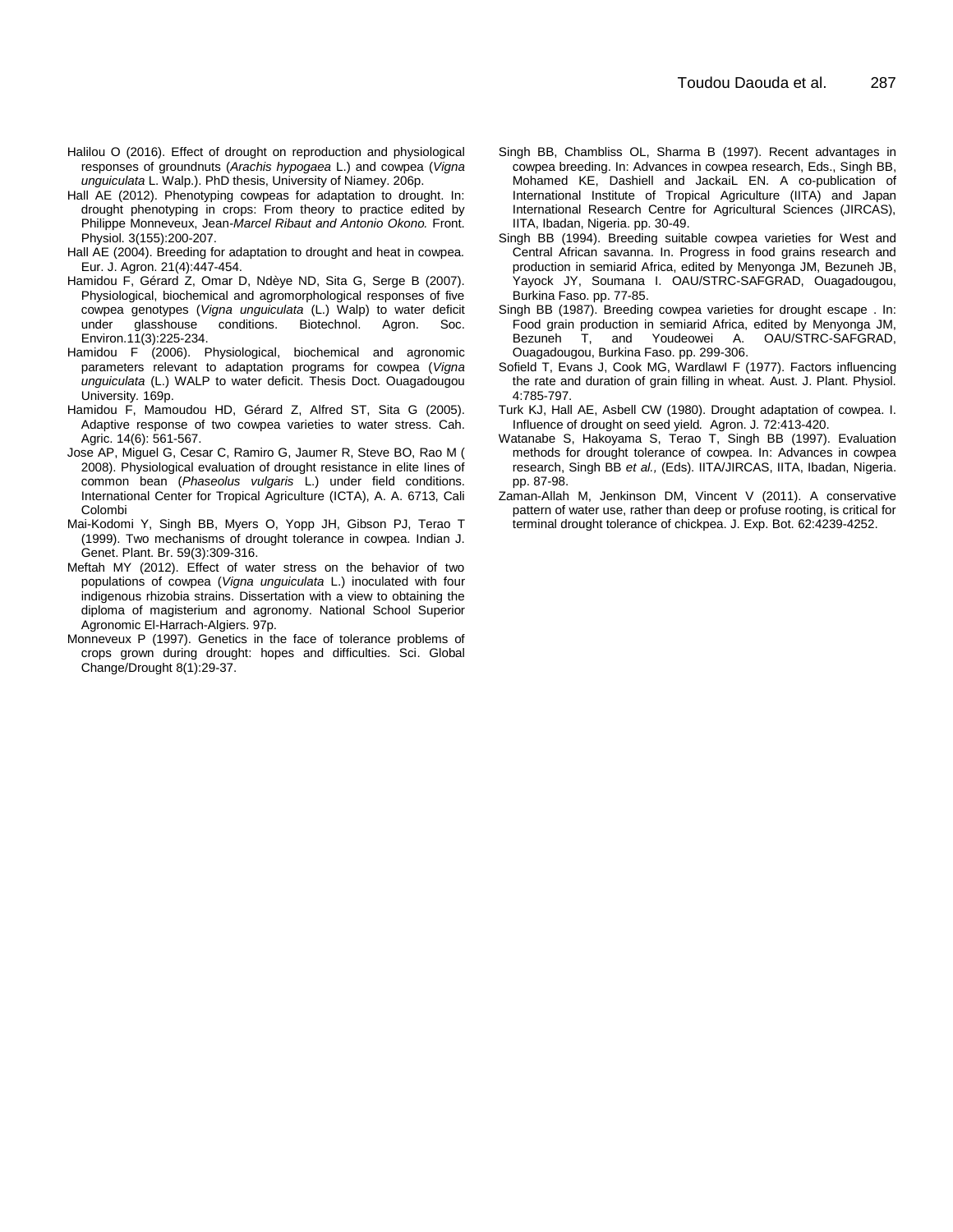Halilou O (2016). Effect of drought on reproduction and physiological responses of groundnuts (*Arachis hypogaea* L.) and cowpea (*Vigna unguiculata* L. Walp.). PhD thesis, University of Niamey. 206p.

Hall AE (2012). Phenotyping cowpeas for adaptation to drought. In: drought phenotyping in crops: From theory to practice edited by Philippe Monneveux, Jean-*Marcel Ribaut and Antonio Okono.* Front. Physiol. 3(155):200-207.

Hall AE (2004). Breeding for adaptation to drought and heat in cowpea. Eur. J. Agron. 21(4):447-454.

Hamidou F, Gérard Z, Omar D, Ndèye ND, Sita G, Serge B (2007). Physiological, biochemical and agromorphological responses of five cowpea genotypes (*Vigna unguiculata* (L.) Walp) to water deficit under glasshouse conditions. Biotechnol. Agron. Soc. Environ.11(3):225-234.

Hamidou F (2006). Physiological, biochemical and agronomic parameters relevant to adaptation programs for cowpea (*Vigna unguiculata* (L.) WALP to water deficit. Thesis Doct. Ouagadougou University. 169p.

Hamidou F, Mamoudou HD, Gérard Z, Alfred ST, Sita G (2005). Adaptive response of two cowpea varieties to water stress. Cah. Agric. 14(6): 561-567.

Jose AP, Miguel G, Cesar C, Ramiro G, Jaumer R, Steve BO, Rao M ( 2008). Physiological evaluation of drought resistance in elite lines of common bean (*Phaseolus vulgaris* L.) under field conditions. International Center for Tropical Agriculture (ICTA), A. A. 6713, Cali Colombi

Mai-Kodomi Y, Singh BB, Myers O, Yopp JH, Gibson PJ, Terao T (1999). Two mechanisms of drought tolerance in cowpea. Indian J. Genet. Plant. Br. 59(3):309-316.

Meftah MY (2012). Effect of water stress on the behavior of two populations of cowpea (*Vigna unguiculata* L.) inoculated with four indigenous rhizobia strains. Dissertation with a view to obtaining the diploma of magisterium and agronomy. National School Superior Agronomic El-Harrach-Algiers. 97p.

Monneveux P (1997). Genetics in the face of tolerance problems of crops grown during drought: hopes and difficulties. Sci. Global Change/Drought 8(1):29-37.

Singh BB, Chambliss OL, Sharma B (1997). Recent advantages in cowpea breeding. In: Advances in cowpea research, Eds., Singh BB, Mohamed KE, Dashiell and JackaiL EN. A co-publication of International Institute of Tropical Agriculture (IITA) and Japan International Research Centre for Agricultural Sciences (JIRCAS), IITA, Ibadan, Nigeria. pp. 30-49.

Singh BB (1994). Breeding suitable cowpea varieties for West and Central African savanna. In. Progress in food grains research and production in semiarid Africa, edited by Menyonga JM, Bezuneh JB, Yayock JY, Soumana I. OAU/STRC-SAFGRAD, Ouagadougou, Burkina Faso. pp. 77-85.

Singh BB (1987). Breeding cowpea varieties for drought escape . In: Food grain production in semiarid Africa, edited by Menyonga JM, Bezuneh T, and Youdeowei A. OAU/STRC-SAFGRAD, Ouagadougou, Burkina Faso. pp. 299-306.

Sofield T, Evans J, Cook MG, Wardlawl F (1977). Factors influencing the rate and duration of grain filling in wheat. Aust. J. Plant. Physiol. 4:785-797.

Turk KJ, Hall AE, Asbell CW (1980). Drought adaptation of cowpea. I. Influence of drought on seed yield*.* Agron. J. 72:413-420.

Watanabe S, Hakoyama S, Terao T, Singh BB (1997). Evaluation methods for drought tolerance of cowpea. In: Advances in cowpea research, Singh BB *et al.,* (Eds). IITA/JIRCAS, IITA, Ibadan, Nigeria. pp. 87-98.

Zaman-Allah M, Jenkinson DM, Vincent V (2011). A conservative pattern of water use, rather than deep or profuse rooting, is critical for terminal drought tolerance of chickpea. J. Exp. Bot. 62:4239-4252.